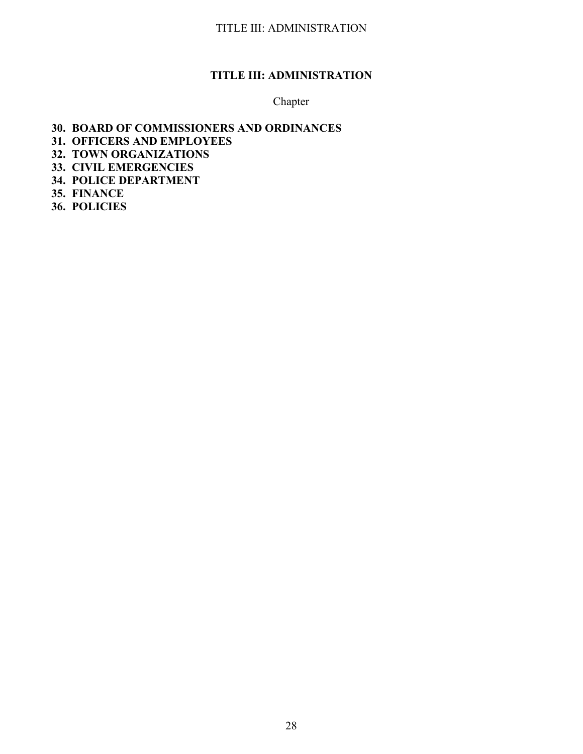# TITLE III: ADMINISTRATION

Chapter

**30. BOARD OF COMMISSIONERS AND ORDINANCES**
**31. OFFICERS AND EMPLOYEES**
**32. TOWN ORGANIZATIONS**
**33. CIVIL EMERGENCIES**
**34. POLICE DEPARTMENT**
**35. FINANCE**
**36. POLICIES**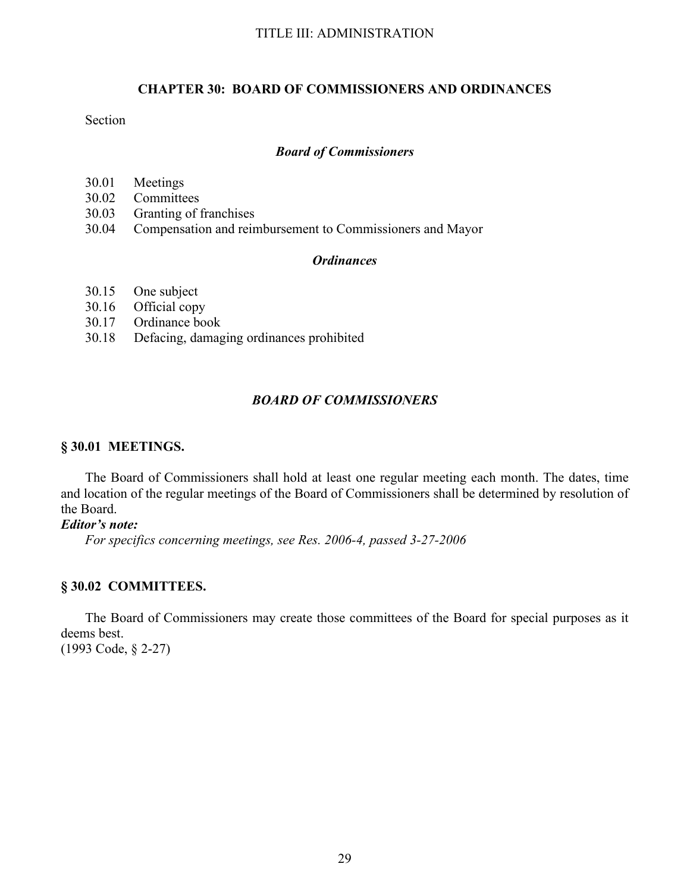# CHAPTER 30: BOARD OF COMMISSIONERS AND ORDINANCES

Section

### *Board of Commissioners*

30.01 Meetings
30.02 Committees
30.03 Granting of franchises
30.04 Compensation and reimbursement to Commissioners and Mayor

### *Ordinances*

30.15 One subject
30.16 Official copy
30.17 Ordinance book
30.18 Defacing, damaging ordinances prohibited

## *BOARD OF COMMISSIONERS*

### § 30.01 MEETINGS.

The Board of Commissioners shall hold at least one regular meeting each month. The dates, time and location of the regular meetings of the Board of Commissioners shall be determined by resolution of the Board.

***Editor's note:***

*For specifics concerning meetings, see Res. 2006-4, passed 3-27-2006*

### § 30.02 COMMITTEES.

The Board of Commissioners may create those committees of the Board for special purposes as it deems best.
(1993 Code, § 2-27)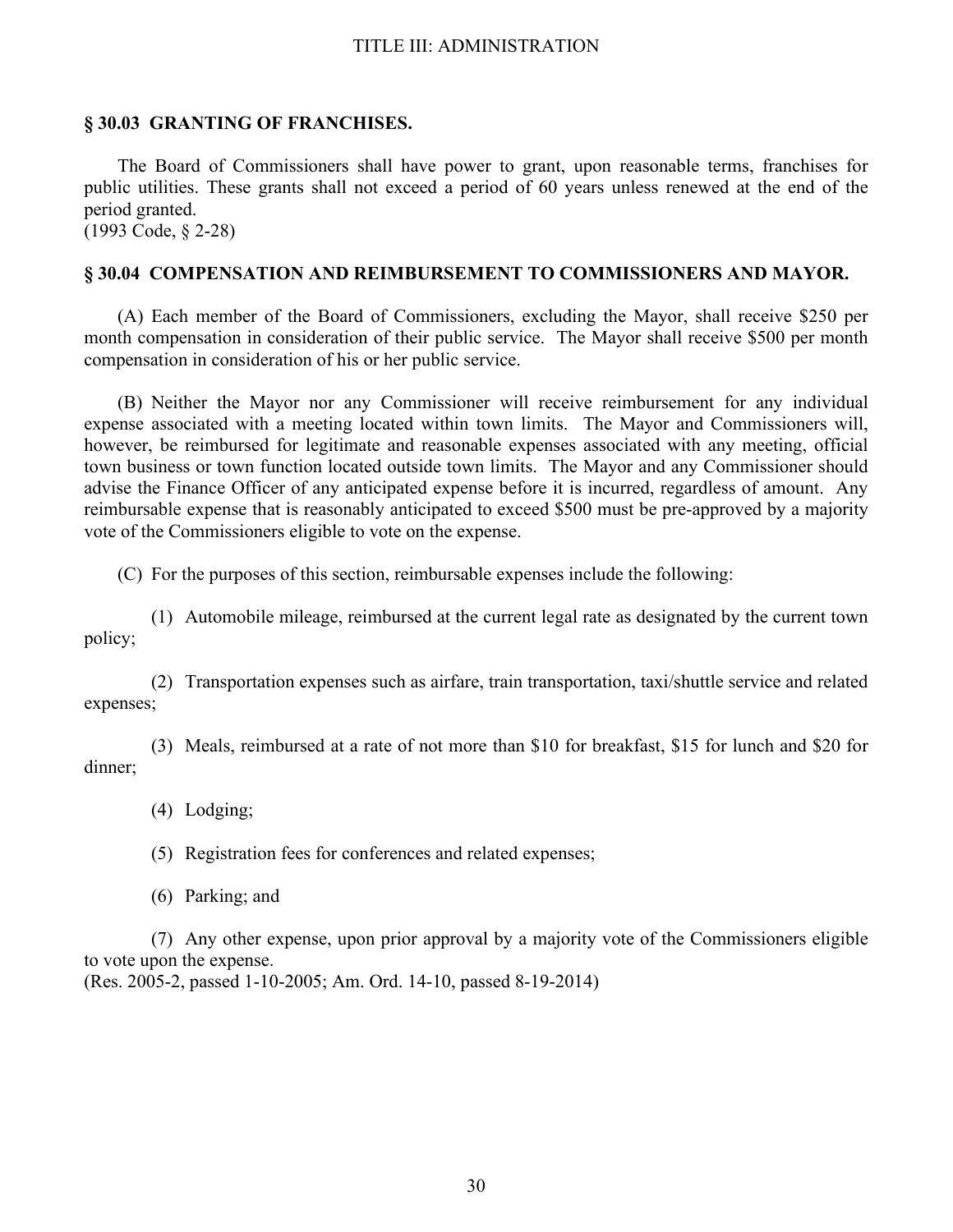### § 30.03 GRANTING OF FRANCHISES.

The Board of Commissioners shall have power to grant, upon reasonable terms, franchises for public utilities. These grants shall not exceed a period of 60 years unless renewed at the end of the period granted.
(1993 Code, § 2-28)

### § 30.04 COMPENSATION AND REIMBURSEMENT TO COMMISSIONERS AND MAYOR.

(A) Each member of the Board of Commissioners, excluding the Mayor, shall receive $250 per month compensation in consideration of their public service. The Mayor shall receive $500 per month compensation in consideration of his or her public service.

(B) Neither the Mayor nor any Commissioner will receive reimbursement for any individual expense associated with a meeting located within town limits. The Mayor and Commissioners will, however, be reimbursed for legitimate and reasonable expenses associated with any meeting, official town business or town function located outside town limits. The Mayor and any Commissioner should advise the Finance Officer of any anticipated expense before it is incurred, regardless of amount. Any reimbursable expense that is reasonably anticipated to exceed $500 must be pre-approved by a majority vote of the Commissioners eligible to vote on the expense.

(C) For the purposes of this section, reimbursable expenses include the following:

(1) Automobile mileage, reimbursed at the current legal rate as designated by the current town policy;

(2) Transportation expenses such as airfare, train transportation, taxi/shuttle service and related expenses;

(3) Meals, reimbursed at a rate of not more than $10 for breakfast, $15 for lunch and $20 for dinner;

(4) Lodging;

(5) Registration fees for conferences and related expenses;

(6) Parking; and

(7) Any other expense, upon prior approval by a majority vote of the Commissioners eligible to vote upon the expense.
(Res. 2005-2, passed 1-10-2005; Am. Ord. 14-10, passed 8-19-2014)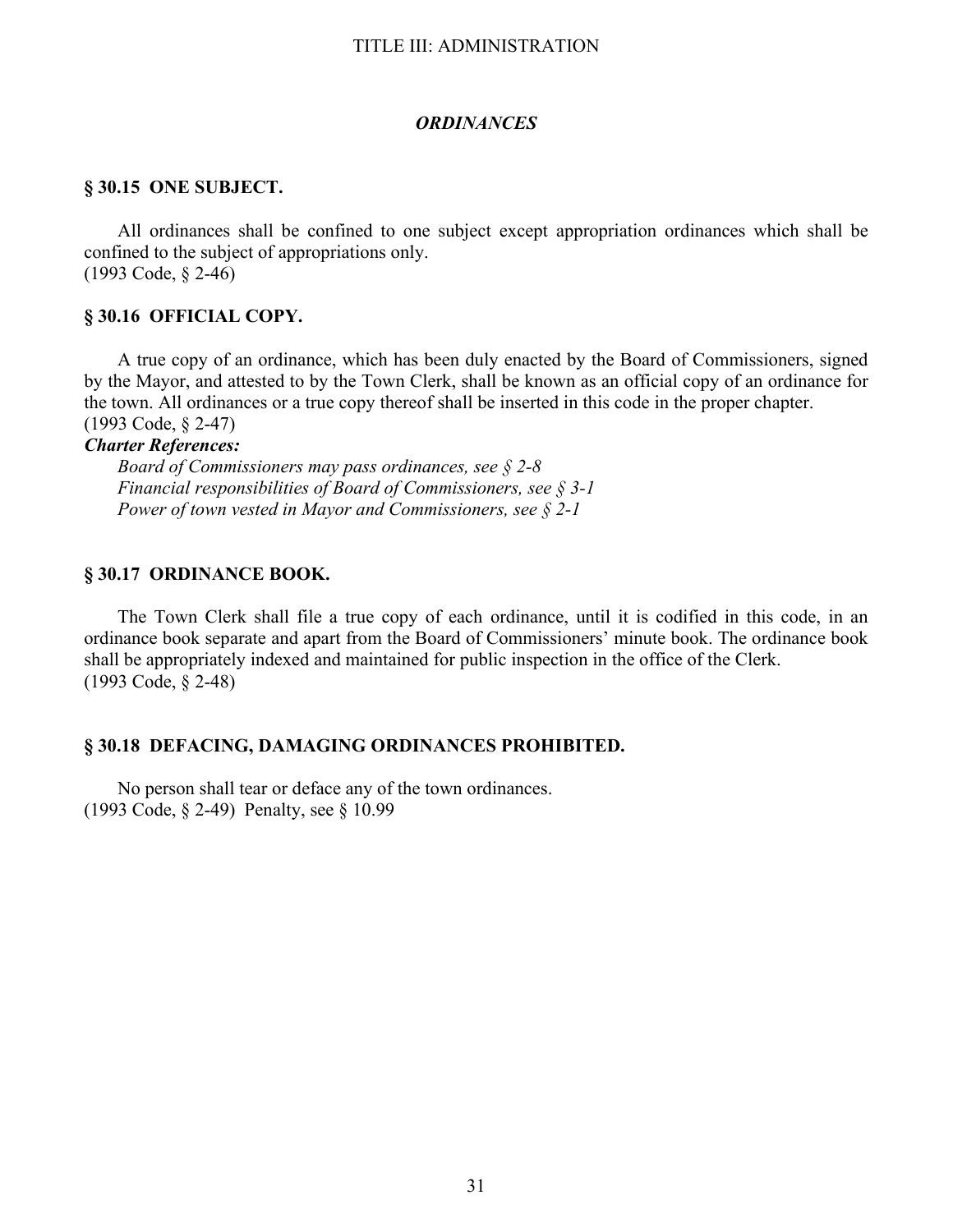## *ORDINANCES*

### § 30.15 ONE SUBJECT.

All ordinances shall be confined to one subject except appropriation ordinances which shall be confined to the subject of appropriations only.
(1993 Code, § 2-46)

### § 30.16 OFFICIAL COPY.

A true copy of an ordinance, which has been duly enacted by the Board of Commissioners, signed by the Mayor, and attested to by the Town Clerk, shall be known as an official copy of an ordinance for the town. All ordinances or a true copy thereof shall be inserted in this code in the proper chapter.
(1993 Code, § 2-47)

***Charter References:***

*Board of Commissioners may pass ordinances, see § 2-8*
*Financial responsibilities of Board of Commissioners, see § 3-1*
*Power of town vested in Mayor and Commissioners, see § 2-1*

### § 30.17 ORDINANCE BOOK.

The Town Clerk shall file a true copy of each ordinance, until it is codified in this code, in an ordinance book separate and apart from the Board of Commissioners' minute book. The ordinance book shall be appropriately indexed and maintained for public inspection in the office of the Clerk.
(1993 Code, § 2-48)

### § 30.18 DEFACING, DAMAGING ORDINANCES PROHIBITED.

No person shall tear or deface any of the town ordinances.
(1993 Code, § 2-49) Penalty, see § 10.99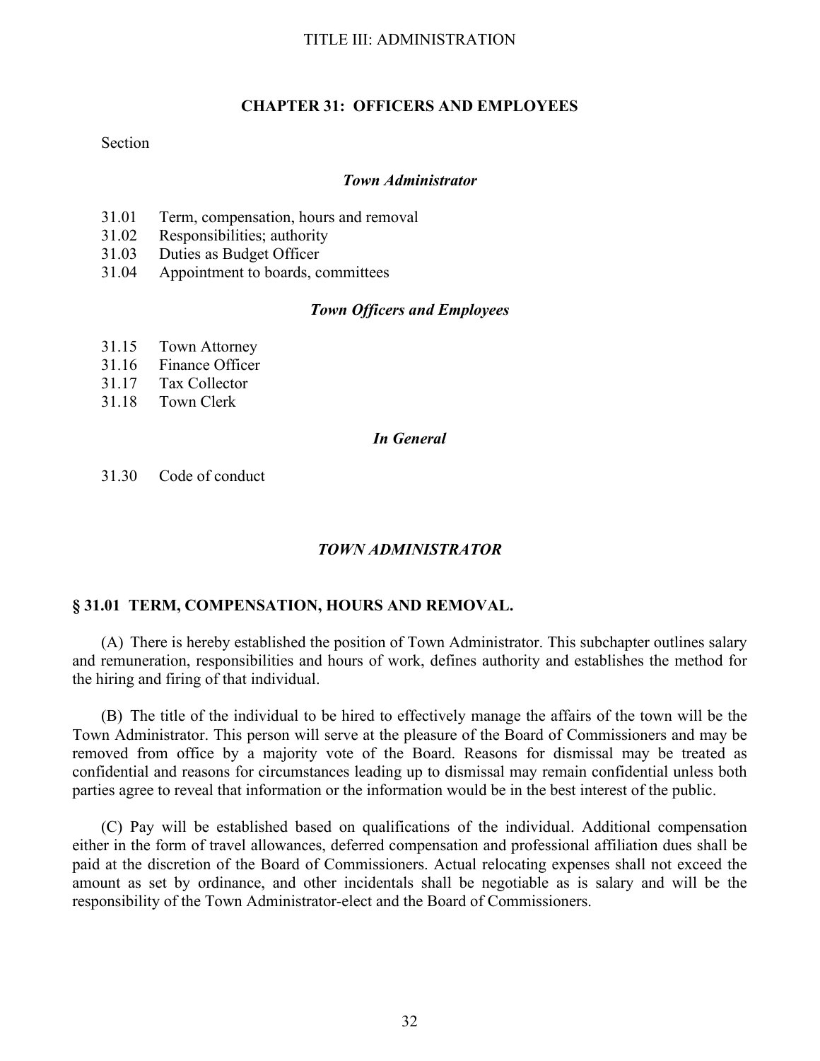# CHAPTER 31: OFFICERS AND EMPLOYEES

Section

***Town Administrator***

31.01 Term, compensation, hours and removal
31.02 Responsibilities; authority
31.03 Duties as Budget Officer
31.04 Appointment to boards, committees

***Town Officers and Employees***

31.15 Town Attorney
31.16 Finance Officer
31.17 Tax Collector
31.18 Town Clerk

***In General***

31.30 Code of conduct

## *TOWN ADMINISTRATOR*

### § 31.01 TERM, COMPENSATION, HOURS AND REMOVAL.

(A) There is hereby established the position of Town Administrator. This subchapter outlines salary and remuneration, responsibilities and hours of work, defines authority and establishes the method for the hiring and firing of that individual.

(B) The title of the individual to be hired to effectively manage the affairs of the town will be the Town Administrator. This person will serve at the pleasure of the Board of Commissioners and may be removed from office by a majority vote of the Board. Reasons for dismissal may be treated as confidential and reasons for circumstances leading up to dismissal may remain confidential unless both parties agree to reveal that information or the information would be in the best interest of the public.

(C) Pay will be established based on qualifications of the individual. Additional compensation either in the form of travel allowances, deferred compensation and professional affiliation dues shall be paid at the discretion of the Board of Commissioners. Actual relocating expenses shall not exceed the amount as set by ordinance, and other incidentals shall be negotiable as is salary and will be the responsibility of the Town Administrator-elect and the Board of Commissioners.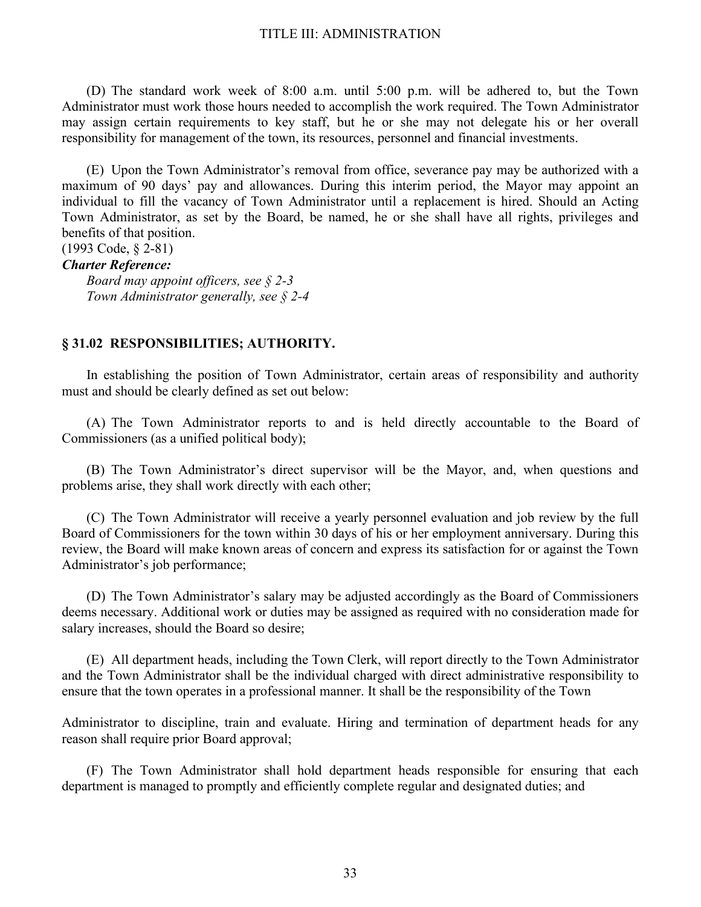(D) The standard work week of 8:00 a.m. until 5:00 p.m. will be adhered to, but the Town Administrator must work those hours needed to accomplish the work required. The Town Administrator may assign certain requirements to key staff, but he or she may not delegate his or her overall responsibility for management of the town, its resources, personnel and financial investments.

(E) Upon the Town Administrator's removal from office, severance pay may be authorized with a maximum of 90 days' pay and allowances. During this interim period, the Mayor may appoint an individual to fill the vacancy of Town Administrator until a replacement is hired. Should an Acting Town Administrator, as set by the Board, be named, he or she shall have all rights, privileges and benefits of that position.
(1993 Code, § 2-81)

***Charter Reference:***

*Board may appoint officers, see § 2-3*
*Town Administrator generally, see § 2-4*

### § 31.02 RESPONSIBILITIES; AUTHORITY.

In establishing the position of Town Administrator, certain areas of responsibility and authority must and should be clearly defined as set out below:

(A) The Town Administrator reports to and is held directly accountable to the Board of Commissioners (as a unified political body);

(B) The Town Administrator's direct supervisor will be the Mayor, and, when questions and problems arise, they shall work directly with each other;

(C) The Town Administrator will receive a yearly personnel evaluation and job review by the full Board of Commissioners for the town within 30 days of his or her employment anniversary. During this review, the Board will make known areas of concern and express its satisfaction for or against the Town Administrator's job performance;

(D) The Town Administrator's salary may be adjusted accordingly as the Board of Commissioners deems necessary. Additional work or duties may be assigned as required with no consideration made for salary increases, should the Board so desire;

(E) All department heads, including the Town Clerk, will report directly to the Town Administrator and the Town Administrator shall be the individual charged with direct administrative responsibility to ensure that the town operates in a professional manner. It shall be the responsibility of the Town Administrator to discipline, train and evaluate. Hiring and termination of department heads for any reason shall require prior Board approval;

(F) The Town Administrator shall hold department heads responsible for ensuring that each department is managed to promptly and efficiently complete regular and designated duties; and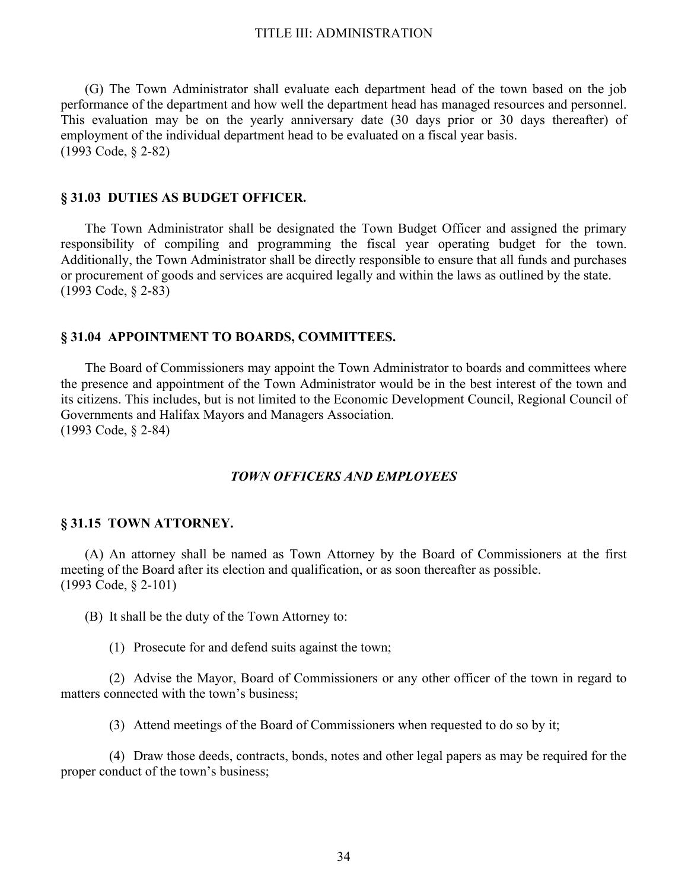(G) The Town Administrator shall evaluate each department head of the town based on the job performance of the department and how well the department head has managed resources and personnel. This evaluation may be on the yearly anniversary date (30 days prior or 30 days thereafter) of employment of the individual department head to be evaluated on a fiscal year basis.
(1993 Code, § 2-82)

### § 31.03 DUTIES AS BUDGET OFFICER.

The Town Administrator shall be designated the Town Budget Officer and assigned the primary responsibility of compiling and programming the fiscal year operating budget for the town. Additionally, the Town Administrator shall be directly responsible to ensure that all funds and purchases or procurement of goods and services are acquired legally and within the laws as outlined by the state.
(1993 Code, § 2-83)

### § 31.04 APPOINTMENT TO BOARDS, COMMITTEES.

The Board of Commissioners may appoint the Town Administrator to boards and committees where the presence and appointment of the Town Administrator would be in the best interest of the town and its citizens. This includes, but is not limited to the Economic Development Council, Regional Council of Governments and Halifax Mayors and Managers Association.
(1993 Code, § 2-84)

## *TOWN OFFICERS AND EMPLOYEES*

### § 31.15 TOWN ATTORNEY.

(A) An attorney shall be named as Town Attorney by the Board of Commissioners at the first meeting of the Board after its election and qualification, or as soon thereafter as possible.
(1993 Code, § 2-101)

(B) It shall be the duty of the Town Attorney to:

(1) Prosecute for and defend suits against the town;

(2) Advise the Mayor, Board of Commissioners or any other officer of the town in regard to matters connected with the town's business;

(3) Attend meetings of the Board of Commissioners when requested to do so by it;

(4) Draw those deeds, contracts, bonds, notes and other legal papers as may be required for the proper conduct of the town's business;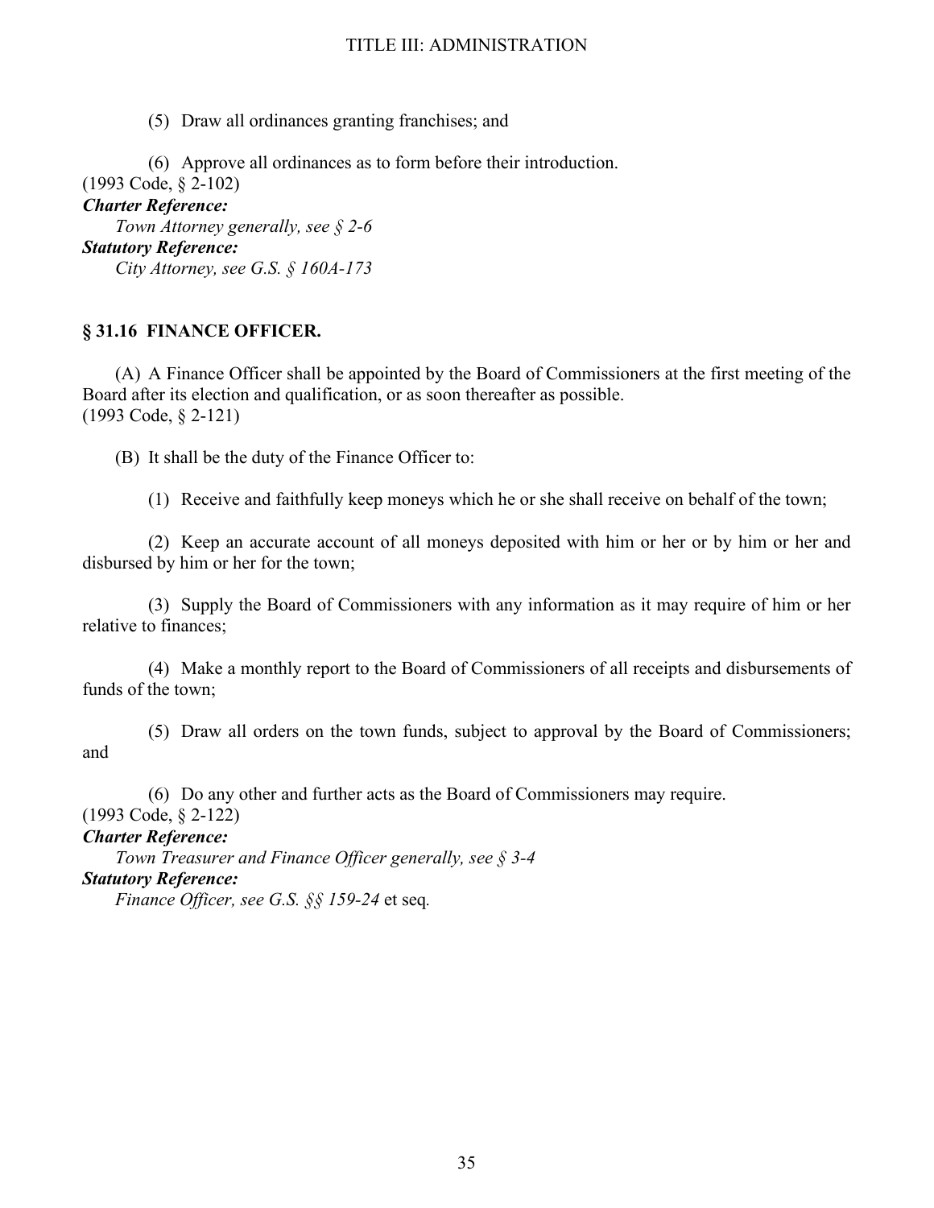(5) Draw all ordinances granting franchises; and

(6) Approve all ordinances as to form before their introduction.
(1993 Code, § 2-102)

***Charter Reference:***

*Town Attorney generally, see § 2-6*

***Statutory Reference:***

*City Attorney, see G.S. § 160A-173*

## § 31.16 FINANCE OFFICER.

(A) A Finance Officer shall be appointed by the Board of Commissioners at the first meeting of the Board after its election and qualification, or as soon thereafter as possible.
(1993 Code, § 2-121)

(B) It shall be the duty of the Finance Officer to:

(1) Receive and faithfully keep moneys which he or she shall receive on behalf of the town;

(2) Keep an accurate account of all moneys deposited with him or her or by him or her and disbursed by him or her for the town;

(3) Supply the Board of Commissioners with any information as it may require of him or her relative to finances;

(4) Make a monthly report to the Board of Commissioners of all receipts and disbursements of funds of the town;

(5) Draw all orders on the town funds, subject to approval by the Board of Commissioners; and

(6) Do any other and further acts as the Board of Commissioners may require.
(1993 Code, § 2-122)

***Charter Reference:***

*Town Treasurer and Finance Officer generally, see § 3-4*

***Statutory Reference:***

*Finance Officer, see G.S. §§ 159-24* et seq.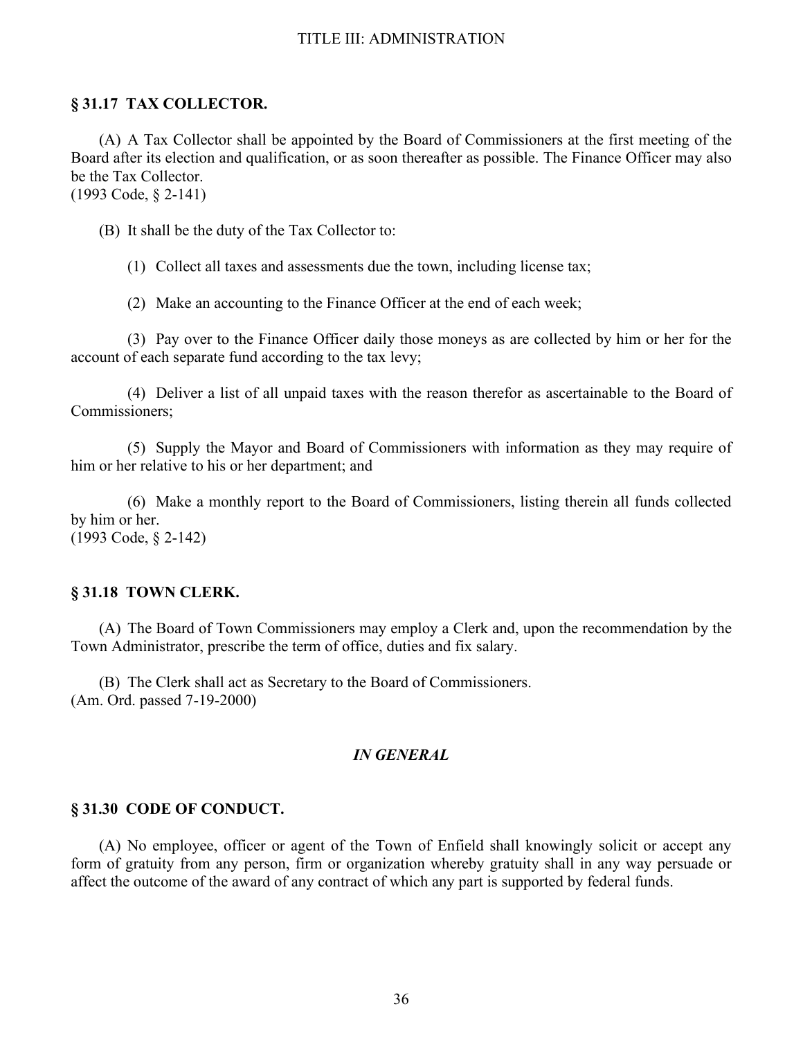## § 31.17 TAX COLLECTOR.

(A) A Tax Collector shall be appointed by the Board of Commissioners at the first meeting of the Board after its election and qualification, or as soon thereafter as possible. The Finance Officer may also be the Tax Collector.
(1993 Code, § 2-141)

(B) It shall be the duty of the Tax Collector to:

(1) Collect all taxes and assessments due the town, including license tax;

(2) Make an accounting to the Finance Officer at the end of each week;

(3) Pay over to the Finance Officer daily those moneys as are collected by him or her for the account of each separate fund according to the tax levy;

(4) Deliver a list of all unpaid taxes with the reason therefor as ascertainable to the Board of Commissioners;

(5) Supply the Mayor and Board of Commissioners with information as they may require of him or her relative to his or her department; and

(6) Make a monthly report to the Board of Commissioners, listing therein all funds collected by him or her.
(1993 Code, § 2-142)

## § 31.18 TOWN CLERK.

(A) The Board of Town Commissioners may employ a Clerk and, upon the recommendation by the Town Administrator, prescribe the term of office, duties and fix salary.

(B) The Clerk shall act as Secretary to the Board of Commissioners.
(Am. Ord. passed 7-19-2000)

### *IN GENERAL*

## § 31.30 CODE OF CONDUCT.

(A) No employee, officer or agent of the Town of Enfield shall knowingly solicit or accept any form of gratuity from any person, firm or organization whereby gratuity shall in any way persuade or affect the outcome of the award of any contract of which any part is supported by federal funds.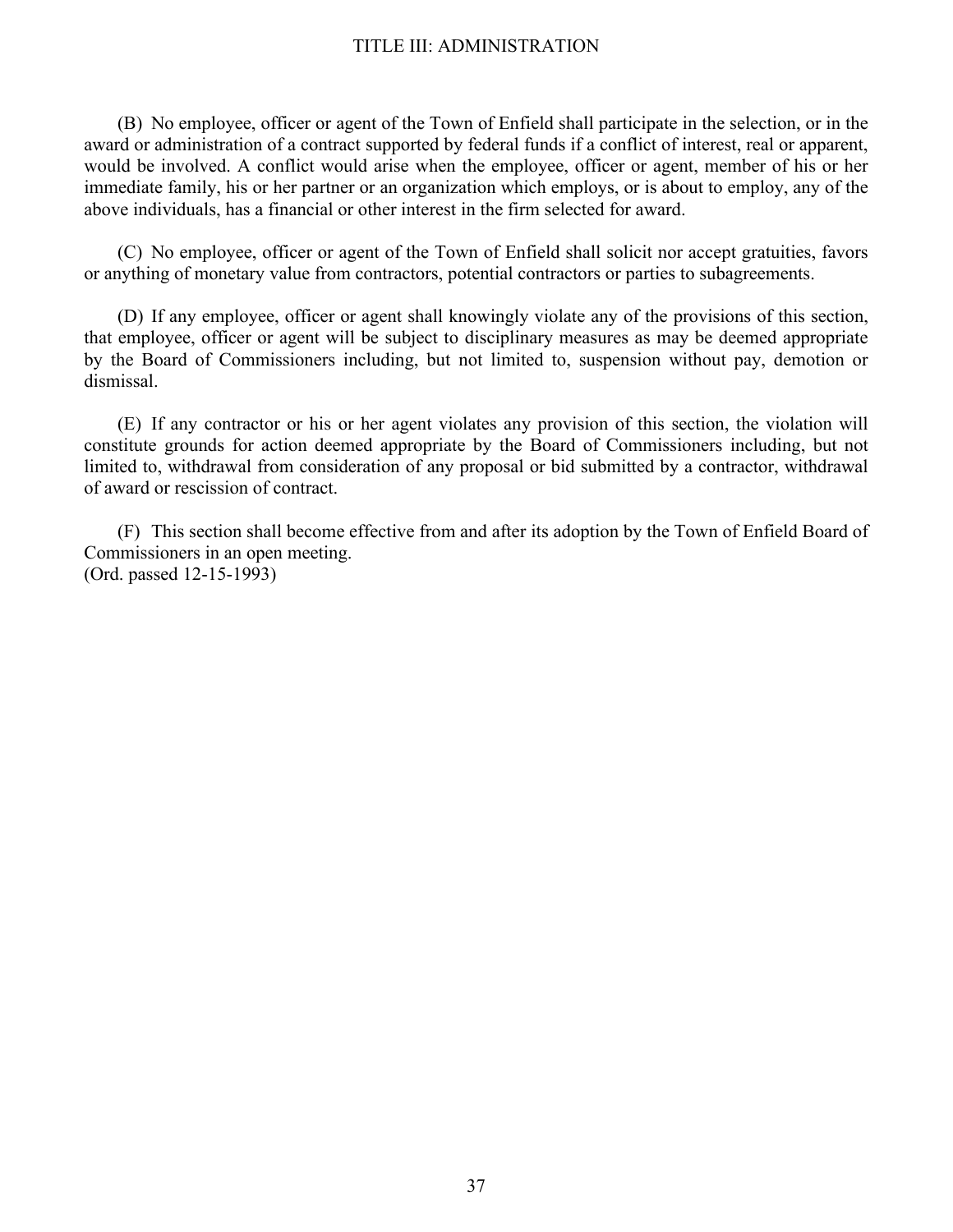(B) No employee, officer or agent of the Town of Enfield shall participate in the selection, or in the award or administration of a contract supported by federal funds if a conflict of interest, real or apparent, would be involved. A conflict would arise when the employee, officer or agent, member of his or her immediate family, his or her partner or an organization which employs, or is about to employ, any of the above individuals, has a financial or other interest in the firm selected for award.

(C) No employee, officer or agent of the Town of Enfield shall solicit nor accept gratuities, favors or anything of monetary value from contractors, potential contractors or parties to subagreements.

(D) If any employee, officer or agent shall knowingly violate any of the provisions of this section, that employee, officer or agent will be subject to disciplinary measures as may be deemed appropriate by the Board of Commissioners including, but not limited to, suspension without pay, demotion or dismissal.

(E) If any contractor or his or her agent violates any provision of this section, the violation will constitute grounds for action deemed appropriate by the Board of Commissioners including, but not limited to, withdrawal from consideration of any proposal or bid submitted by a contractor, withdrawal of award or rescission of contract.

(F) This section shall become effective from and after its adoption by the Town of Enfield Board of Commissioners in an open meeting.
(Ord. passed 12-15-1993)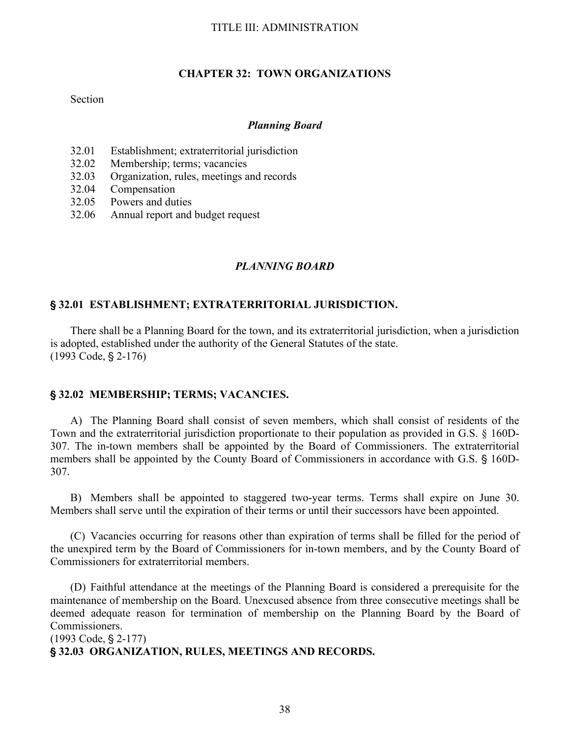TITLE III: ADMINISTRATION

# CHAPTER 32: TOWN ORGANIZATIONS

Section

***Planning Board***

- 32.01 Establishment; extraterritorial jurisdiction
- 32.02 Membership; terms; vacancies
- 32.03 Organization, rules, meetings and records
- 32.04 Compensation
- 32.05 Powers and duties
- 32.06 Annual report and budget request

## *PLANNING BOARD*

### § 32.01 ESTABLISHMENT; EXTRATERRITORIAL JURISDICTION.

There shall be a Planning Board for the town, and its extraterritorial jurisdiction, when a jurisdiction is adopted, established under the authority of the General Statutes of the state.
(1993 Code, § 2-176)

### § 32.02 MEMBERSHIP; TERMS; VACANCIES.

A) The Planning Board shall consist of seven members, which shall consist of residents of the Town and the extraterritorial jurisdiction proportionate to their population as provided in G.S. § 160D-307. The in-town members shall be appointed by the Board of Commissioners. The extraterritorial members shall be appointed by the County Board of Commissioners in accordance with G.S. § 160D-307.

B) Members shall be appointed to staggered two-year terms. Terms shall expire on June 30. Members shall serve until the expiration of their terms or until their successors have been appointed.

(C) Vacancies occurring for reasons other than expiration of terms shall be filled for the period of the unexpired term by the Board of Commissioners for in-town members, and by the County Board of Commissioners for extraterritorial members.

(D) Faithful attendance at the meetings of the Planning Board is considered a prerequisite for the maintenance of membership on the Board. Unexcused absence from three consecutive meetings shall be deemed adequate reason for termination of membership on the Planning Board by the Board of Commissioners.
(1993 Code, § 2-177)

### § 32.03 ORGANIZATION, RULES, MEETINGS AND RECORDS.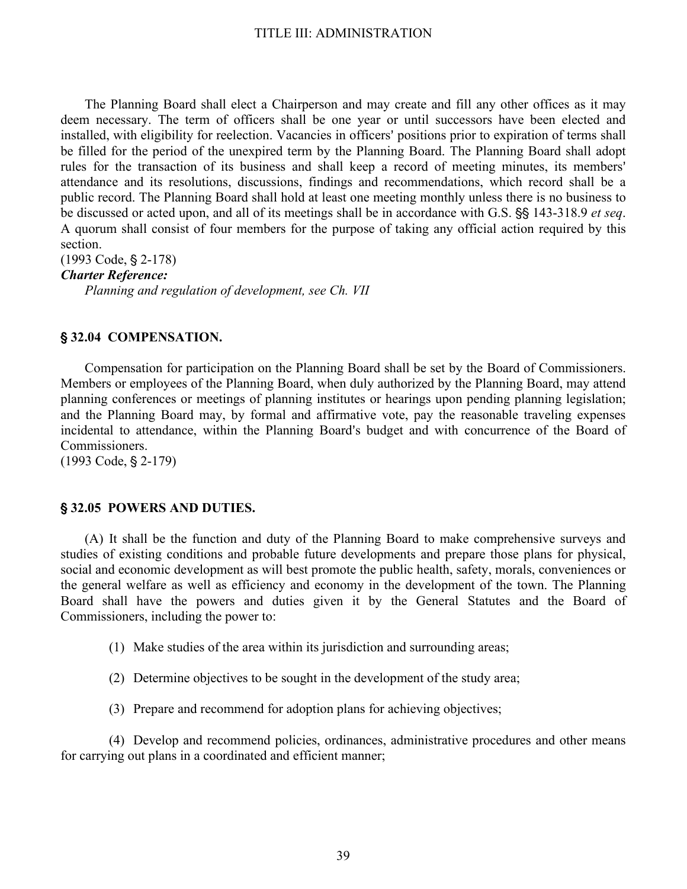The Planning Board shall elect a Chairperson and may create and fill any other offices as it may deem necessary. The term of officers shall be one year or until successors have been elected and installed, with eligibility for reelection. Vacancies in officers' positions prior to expiration of terms shall be filled for the period of the unexpired term by the Planning Board. The Planning Board shall adopt rules for the transaction of its business and shall keep a record of meeting minutes, its members' attendance and its resolutions, discussions, findings and recommendations, which record shall be a public record. The Planning Board shall hold at least one meeting monthly unless there is no business to be discussed or acted upon, and all of its meetings shall be in accordance with G.S. §§ 143-318.9 *et seq*. A quorum shall consist of four members for the purpose of taking any official action required by this section.

(1993 Code, § 2-178)

***Charter Reference:***

*Planning and regulation of development, see Ch. VII*

### § 32.04 COMPENSATION.

Compensation for participation on the Planning Board shall be set by the Board of Commissioners. Members or employees of the Planning Board, when duly authorized by the Planning Board, may attend planning conferences or meetings of planning institutes or hearings upon pending planning legislation; and the Planning Board may, by formal and affirmative vote, pay the reasonable traveling expenses incidental to attendance, within the Planning Board's budget and with concurrence of the Board of Commissioners.

(1993 Code, § 2-179)

### § 32.05 POWERS AND DUTIES.

(A) It shall be the function and duty of the Planning Board to make comprehensive surveys and studies of existing conditions and probable future developments and prepare those plans for physical, social and economic development as will best promote the public health, safety, morals, conveniences or the general welfare as well as efficiency and economy in the development of the town. The Planning Board shall have the powers and duties given it by the General Statutes and the Board of Commissioners, including the power to:

(1) Make studies of the area within its jurisdiction and surrounding areas;

(2) Determine objectives to be sought in the development of the study area;

(3) Prepare and recommend for adoption plans for achieving objectives;

(4) Develop and recommend policies, ordinances, administrative procedures and other means for carrying out plans in a coordinated and efficient manner;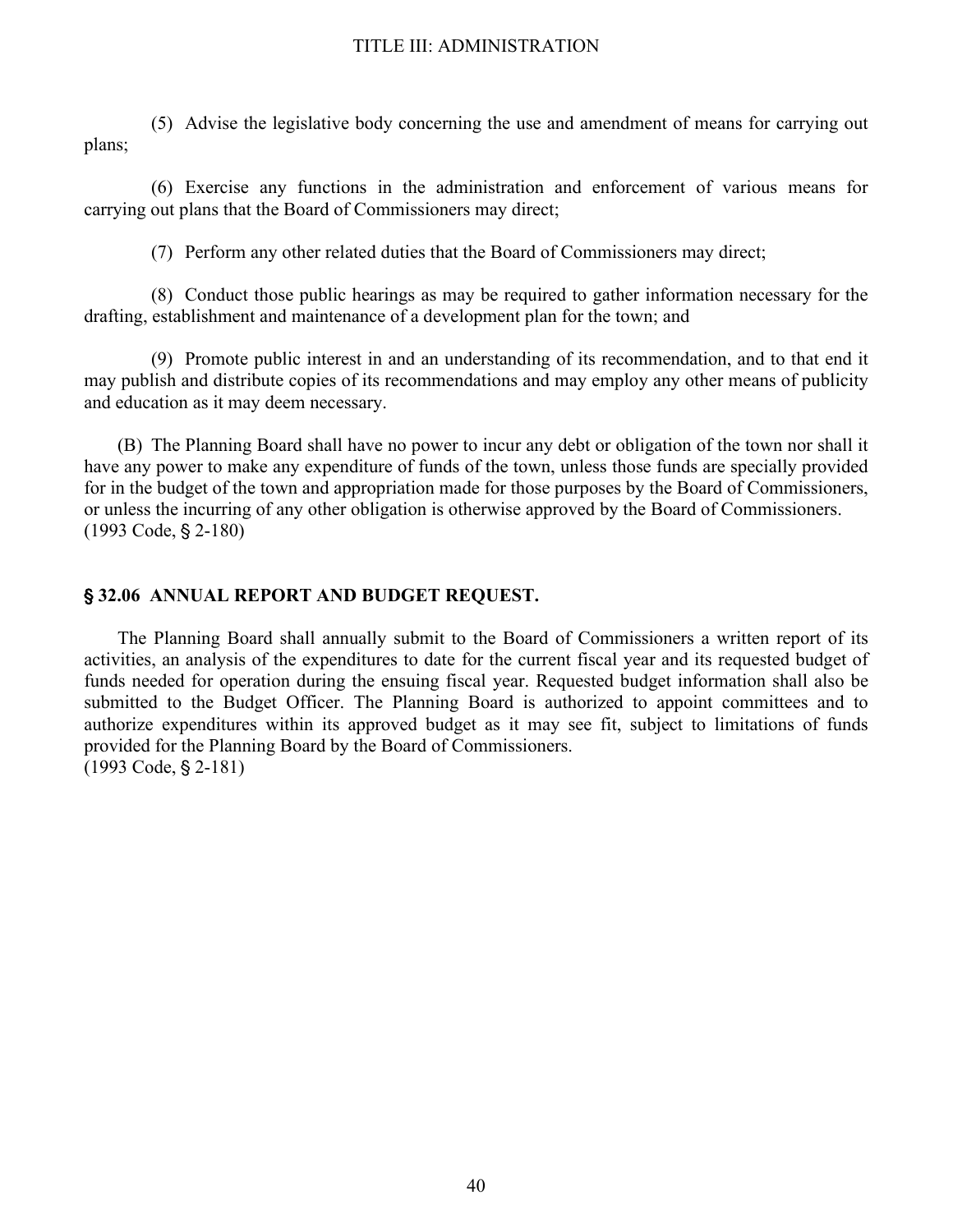(5) Advise the legislative body concerning the use and amendment of means for carrying out plans;

(6) Exercise any functions in the administration and enforcement of various means for carrying out plans that the Board of Commissioners may direct;

(7) Perform any other related duties that the Board of Commissioners may direct;

(8) Conduct those public hearings as may be required to gather information necessary for the drafting, establishment and maintenance of a development plan for the town; and

(9) Promote public interest in and an understanding of its recommendation, and to that end it may publish and distribute copies of its recommendations and may employ any other means of publicity and education as it may deem necessary.

(B) The Planning Board shall have no power to incur any debt or obligation of the town nor shall it have any power to make any expenditure of funds of the town, unless those funds are specially provided for in the budget of the town and appropriation made for those purposes by the Board of Commissioners, or unless the incurring of any other obligation is otherwise approved by the Board of Commissioners.
(1993 Code, § 2-180)

### § 32.06 ANNUAL REPORT AND BUDGET REQUEST.

The Planning Board shall annually submit to the Board of Commissioners a written report of its activities, an analysis of the expenditures to date for the current fiscal year and its requested budget of funds needed for operation during the ensuing fiscal year. Requested budget information shall also be submitted to the Budget Officer. The Planning Board is authorized to appoint committees and to authorize expenditures within its approved budget as it may see fit, subject to limitations of funds provided for the Planning Board by the Board of Commissioners.
(1993 Code, § 2-181)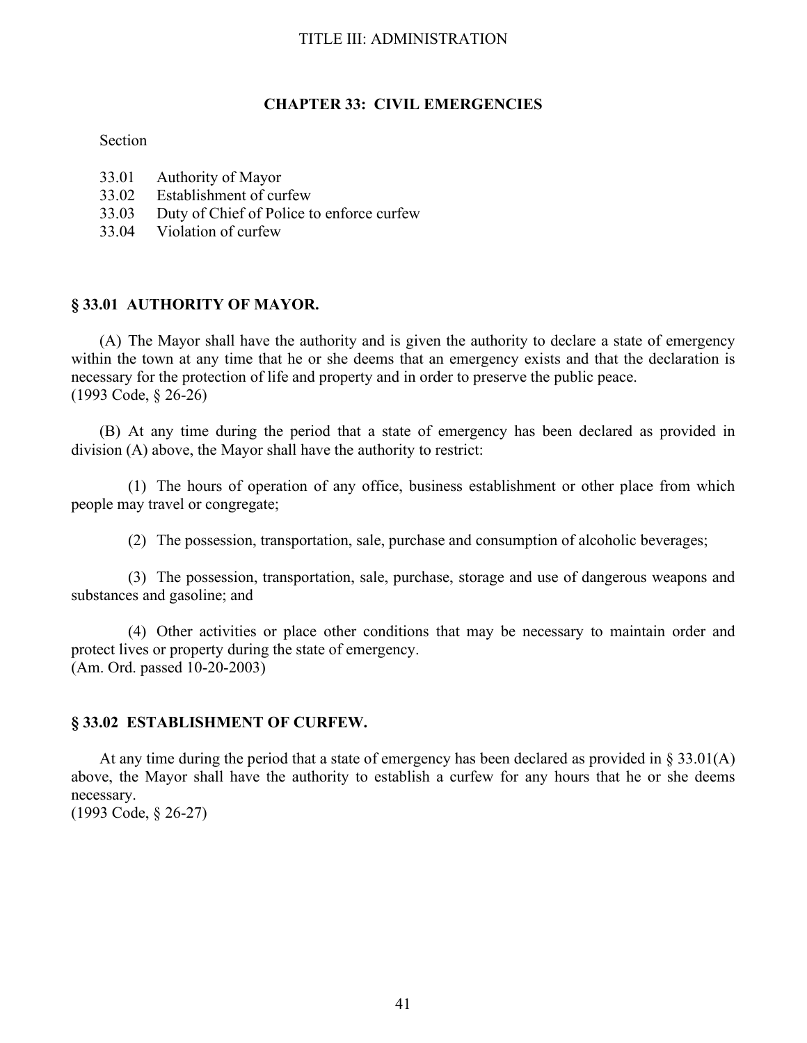# CHAPTER 33: CIVIL EMERGENCIES

Section

33.01 Authority of Mayor
33.02 Establishment of curfew
33.03 Duty of Chief of Police to enforce curfew
33.04 Violation of curfew

## § 33.01 AUTHORITY OF MAYOR.

(A) The Mayor shall have the authority and is given the authority to declare a state of emergency within the town at any time that he or she deems that an emergency exists and that the declaration is necessary for the protection of life and property and in order to preserve the public peace.
(1993 Code, § 26-26)

(B) At any time during the period that a state of emergency has been declared as provided in division (A) above, the Mayor shall have the authority to restrict:

(1) The hours of operation of any office, business establishment or other place from which people may travel or congregate;

(2) The possession, transportation, sale, purchase and consumption of alcoholic beverages;

(3) The possession, transportation, sale, purchase, storage and use of dangerous weapons and substances and gasoline; and

(4) Other activities or place other conditions that may be necessary to maintain order and protect lives or property during the state of emergency.
(Am. Ord. passed 10-20-2003)

## § 33.02 ESTABLISHMENT OF CURFEW.

At any time during the period that a state of emergency has been declared as provided in § 33.01(A) above, the Mayor shall have the authority to establish a curfew for any hours that he or she deems necessary.
(1993 Code, § 26-27)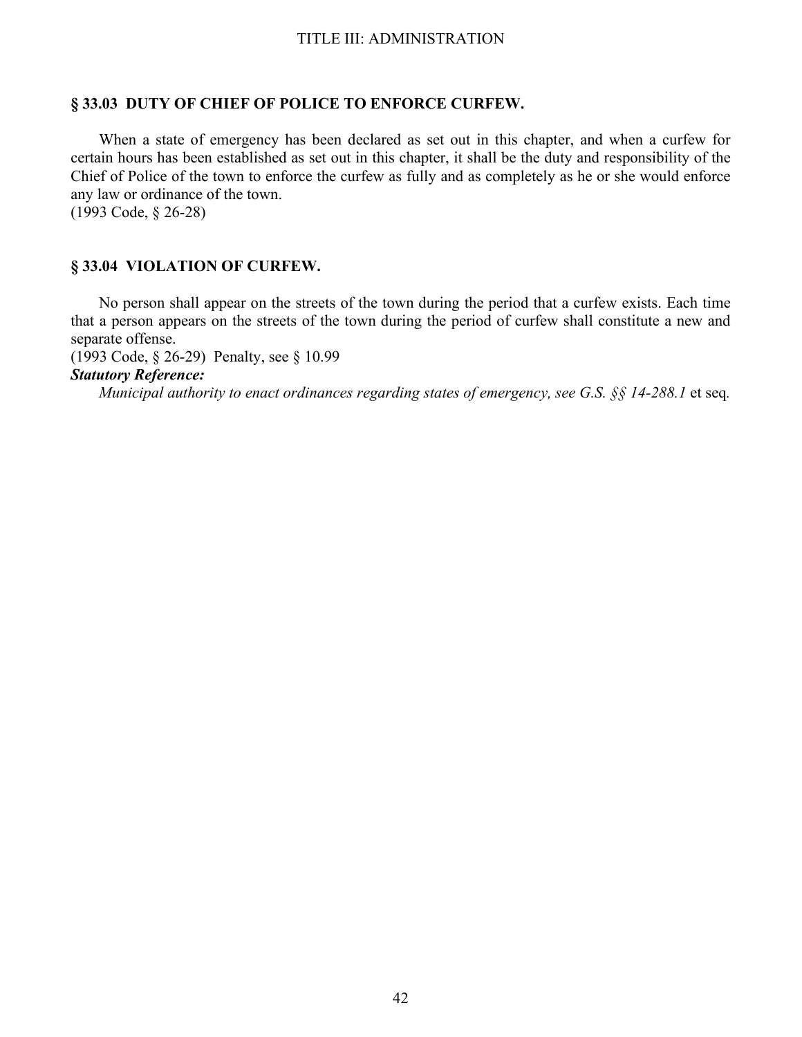## § 33.03 DUTY OF CHIEF OF POLICE TO ENFORCE CURFEW.

When a state of emergency has been declared as set out in this chapter, and when a curfew for certain hours has been established as set out in this chapter, it shall be the duty and responsibility of the Chief of Police of the town to enforce the curfew as fully and as completely as he or she would enforce any law or ordinance of the town.
(1993 Code, § 26-28)

## § 33.04 VIOLATION OF CURFEW.

No person shall appear on the streets of the town during the period that a curfew exists. Each time that a person appears on the streets of the town during the period of curfew shall constitute a new and separate offense.
(1993 Code, § 26-29) Penalty, see § 10.99

***Statutory Reference:***

*Municipal authority to enact ordinances regarding states of emergency, see G.S. §§ 14-288.1* et seq.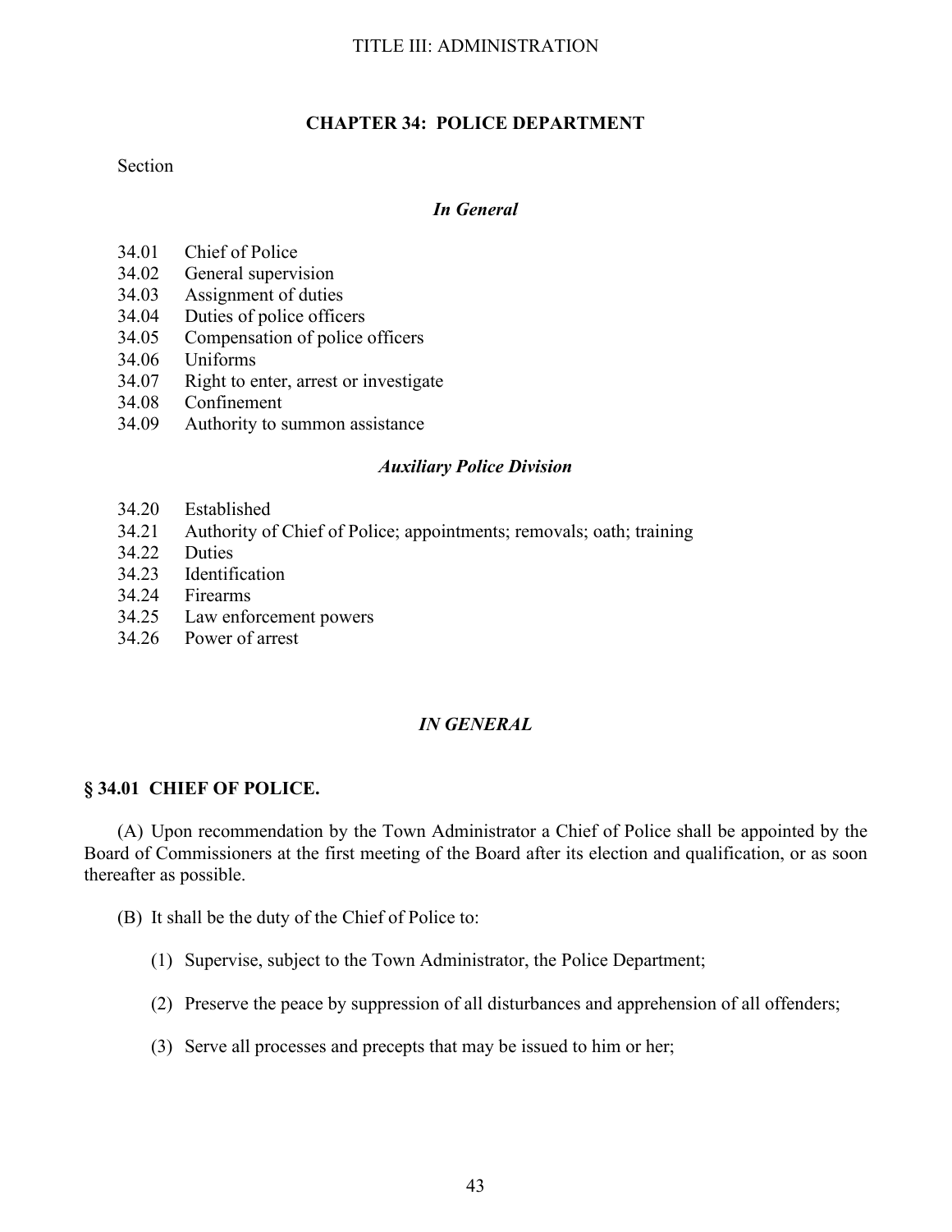TITLE III: ADMINISTRATION

# CHAPTER 34: POLICE DEPARTMENT

Section

*In General*

34.01 Chief of Police
34.02 General supervision
34.03 Assignment of duties
34.04 Duties of police officers
34.05 Compensation of police officers
34.06 Uniforms
34.07 Right to enter, arrest or investigate
34.08 Confinement
34.09 Authority to summon assistance

*Auxiliary Police Division*

34.20 Established
34.21 Authority of Chief of Police; appointments; removals; oath; training
34.22 Duties
34.23 Identification
34.24 Firearms
34.25 Law enforcement powers
34.26 Power of arrest

## *IN GENERAL*

### § 34.01 CHIEF OF POLICE.

(A) Upon recommendation by the Town Administrator a Chief of Police shall be appointed by the Board of Commissioners at the first meeting of the Board after its election and qualification, or as soon thereafter as possible.

(B) It shall be the duty of the Chief of Police to:

(1) Supervise, subject to the Town Administrator, the Police Department;

(2) Preserve the peace by suppression of all disturbances and apprehension of all offenders;

(3) Serve all processes and precepts that may be issued to him or her;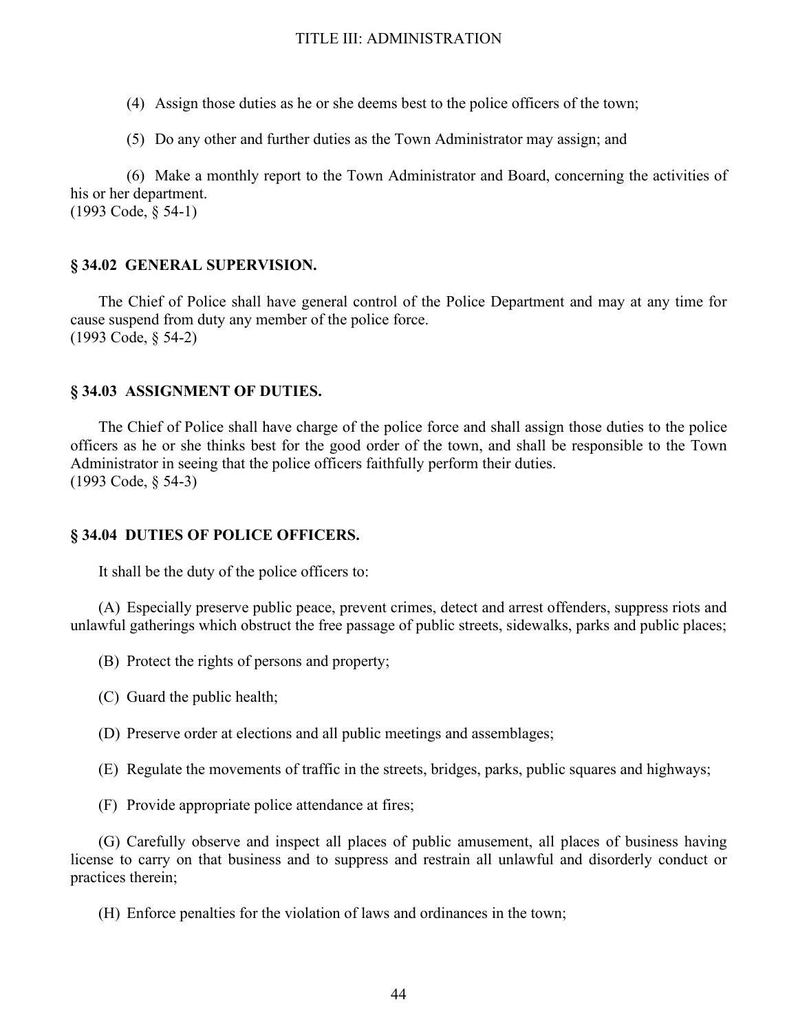(4) Assign those duties as he or she deems best to the police officers of the town;

(5) Do any other and further duties as the Town Administrator may assign; and

(6) Make a monthly report to the Town Administrator and Board, concerning the activities of his or her department.
(1993 Code, § 54-1)

### § 34.02 GENERAL SUPERVISION.

The Chief of Police shall have general control of the Police Department and may at any time for cause suspend from duty any member of the police force.
(1993 Code, § 54-2)

### § 34.03 ASSIGNMENT OF DUTIES.

The Chief of Police shall have charge of the police force and shall assign those duties to the police officers as he or she thinks best for the good order of the town, and shall be responsible to the Town Administrator in seeing that the police officers faithfully perform their duties.
(1993 Code, § 54-3)

### § 34.04 DUTIES OF POLICE OFFICERS.

It shall be the duty of the police officers to:

(A) Especially preserve public peace, prevent crimes, detect and arrest offenders, suppress riots and unlawful gatherings which obstruct the free passage of public streets, sidewalks, parks and public places;

(B) Protect the rights of persons and property;

(C) Guard the public health;

(D) Preserve order at elections and all public meetings and assemblages;

(E) Regulate the movements of traffic in the streets, bridges, parks, public squares and highways;

(F) Provide appropriate police attendance at fires;

(G) Carefully observe and inspect all places of public amusement, all places of business having license to carry on that business and to suppress and restrain all unlawful and disorderly conduct or practices therein;

(H) Enforce penalties for the violation of laws and ordinances in the town;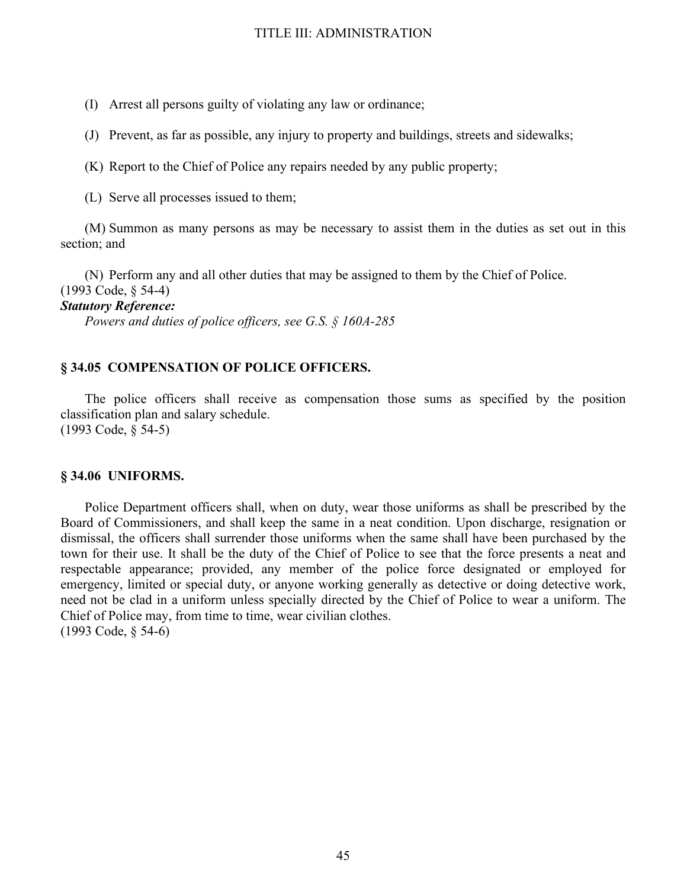(I) Arrest all persons guilty of violating any law or ordinance;

(J) Prevent, as far as possible, any injury to property and buildings, streets and sidewalks;

(K) Report to the Chief of Police any repairs needed by any public property;

(L) Serve all processes issued to them;

(M) Summon as many persons as may be necessary to assist them in the duties as set out in this section; and

(N) Perform any and all other duties that may be assigned to them by the Chief of Police.
(1993 Code, § 54-4)

***Statutory Reference:***

*Powers and duties of police officers, see G.S. § 160A-285*

### § 34.05 COMPENSATION OF POLICE OFFICERS.

The police officers shall receive as compensation those sums as specified by the position classification plan and salary schedule.
(1993 Code, § 54-5)

### § 34.06 UNIFORMS.

Police Department officers shall, when on duty, wear those uniforms as shall be prescribed by the Board of Commissioners, and shall keep the same in a neat condition. Upon discharge, resignation or dismissal, the officers shall surrender those uniforms when the same shall have been purchased by the town for their use. It shall be the duty of the Chief of Police to see that the force presents a neat and respectable appearance; provided, any member of the police force designated or employed for emergency, limited or special duty, or anyone working generally as detective or doing detective work, need not be clad in a uniform unless specially directed by the Chief of Police to wear a uniform. The Chief of Police may, from time to time, wear civilian clothes.
(1993 Code, § 54-6)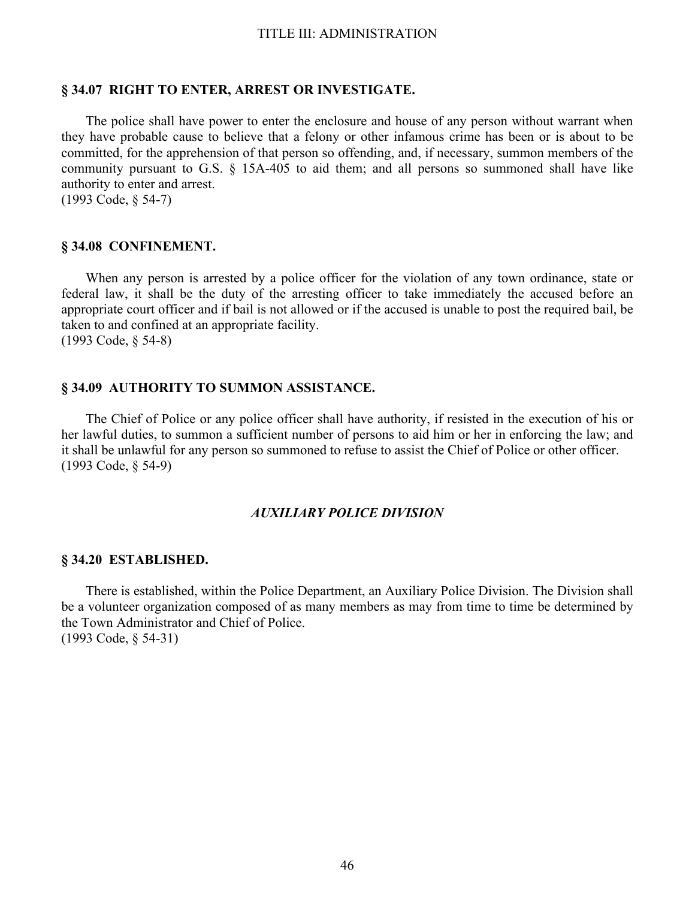### § 34.07 RIGHT TO ENTER, ARREST OR INVESTIGATE.

The police shall have power to enter the enclosure and house of any person without warrant when they have probable cause to believe that a felony or other infamous crime has been or is about to be committed, for the apprehension of that person so offending, and, if necessary, summon members of the community pursuant to G.S. § 15A-405 to aid them; and all persons so summoned shall have like authority to enter and arrest.
(1993 Code, § 54-7)

### § 34.08 CONFINEMENT.

When any person is arrested by a police officer for the violation of any town ordinance, state or federal law, it shall be the duty of the arresting officer to take immediately the accused before an appropriate court officer and if bail is not allowed or if the accused is unable to post the required bail, be taken to and confined at an appropriate facility.
(1993 Code, § 54-8)

### § 34.09 AUTHORITY TO SUMMON ASSISTANCE.

The Chief of Police or any police officer shall have authority, if resisted in the execution of his or her lawful duties, to summon a sufficient number of persons to aid him or her in enforcing the law; and it shall be unlawful for any person so summoned to refuse to assist the Chief of Police or other officer.
(1993 Code, § 54-9)

## *AUXILIARY POLICE DIVISION*

### § 34.20 ESTABLISHED.

There is established, within the Police Department, an Auxiliary Police Division. The Division shall be a volunteer organization composed of as many members as may from time to time be determined by the Town Administrator and Chief of Police.
(1993 Code, § 54-31)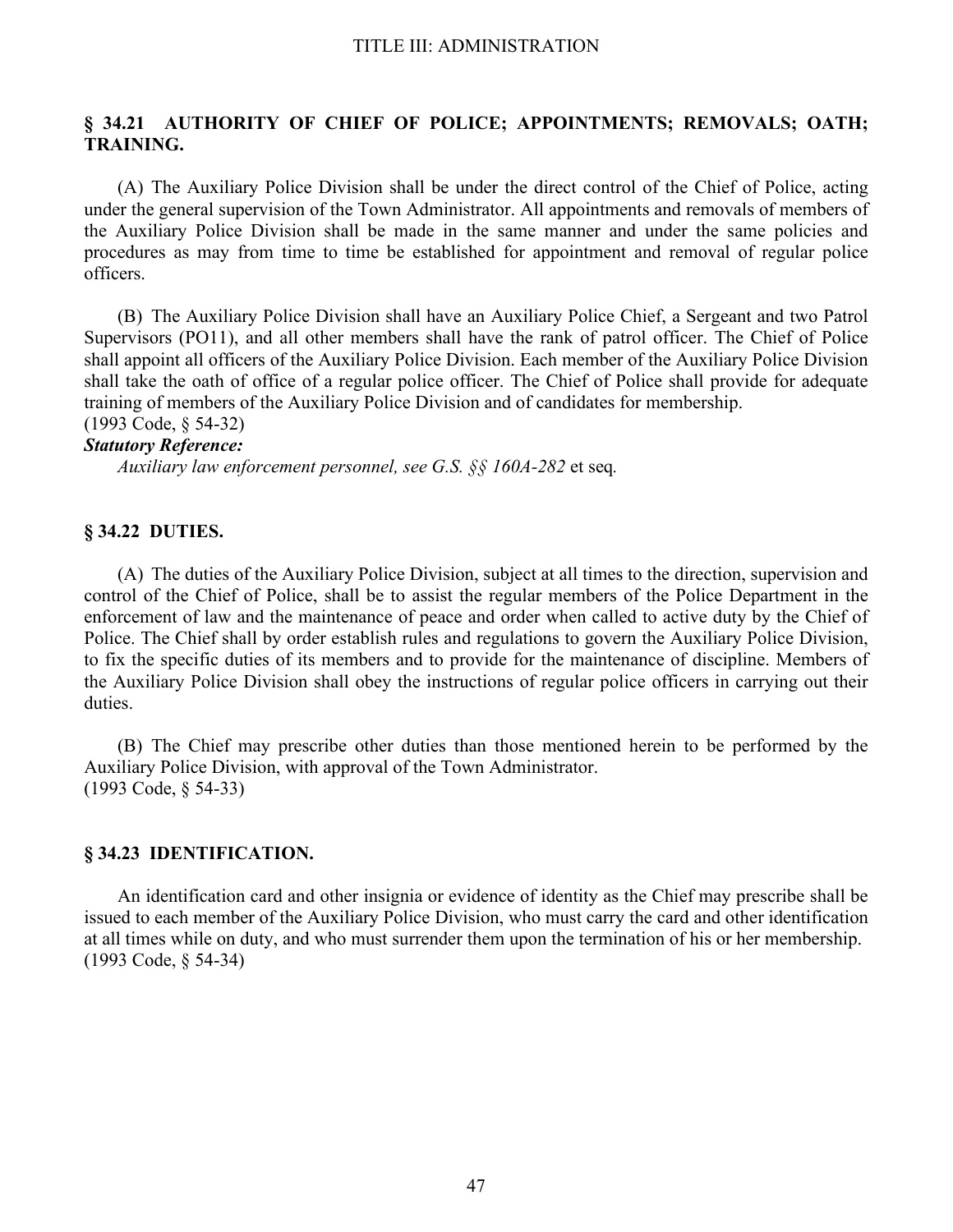## § 34.21 AUTHORITY OF CHIEF OF POLICE; APPOINTMENTS; REMOVALS; OATH; TRAINING.

(A) The Auxiliary Police Division shall be under the direct control of the Chief of Police, acting under the general supervision of the Town Administrator. All appointments and removals of members of the Auxiliary Police Division shall be made in the same manner and under the same policies and procedures as may from time to time be established for appointment and removal of regular police officers.

(B) The Auxiliary Police Division shall have an Auxiliary Police Chief, a Sergeant and two Patrol Supervisors (PO11), and all other members shall have the rank of patrol officer. The Chief of Police shall appoint all officers of the Auxiliary Police Division. Each member of the Auxiliary Police Division shall take the oath of office of a regular police officer. The Chief of Police shall provide for adequate training of members of the Auxiliary Police Division and of candidates for membership.
(1993 Code, § 54-32)

***Statutory Reference:***

*Auxiliary law enforcement personnel, see G.S. §§ 160A-282* et seq.

## § 34.22 DUTIES.

(A) The duties of the Auxiliary Police Division, subject at all times to the direction, supervision and control of the Chief of Police, shall be to assist the regular members of the Police Department in the enforcement of law and the maintenance of peace and order when called to active duty by the Chief of Police. The Chief shall by order establish rules and regulations to govern the Auxiliary Police Division, to fix the specific duties of its members and to provide for the maintenance of discipline. Members of the Auxiliary Police Division shall obey the instructions of regular police officers in carrying out their duties.

(B) The Chief may prescribe other duties than those mentioned herein to be performed by the Auxiliary Police Division, with approval of the Town Administrator.
(1993 Code, § 54-33)

## § 34.23 IDENTIFICATION.

An identification card and other insignia or evidence of identity as the Chief may prescribe shall be issued to each member of the Auxiliary Police Division, who must carry the card and other identification at all times while on duty, and who must surrender them upon the termination of his or her membership.
(1993 Code, § 54-34)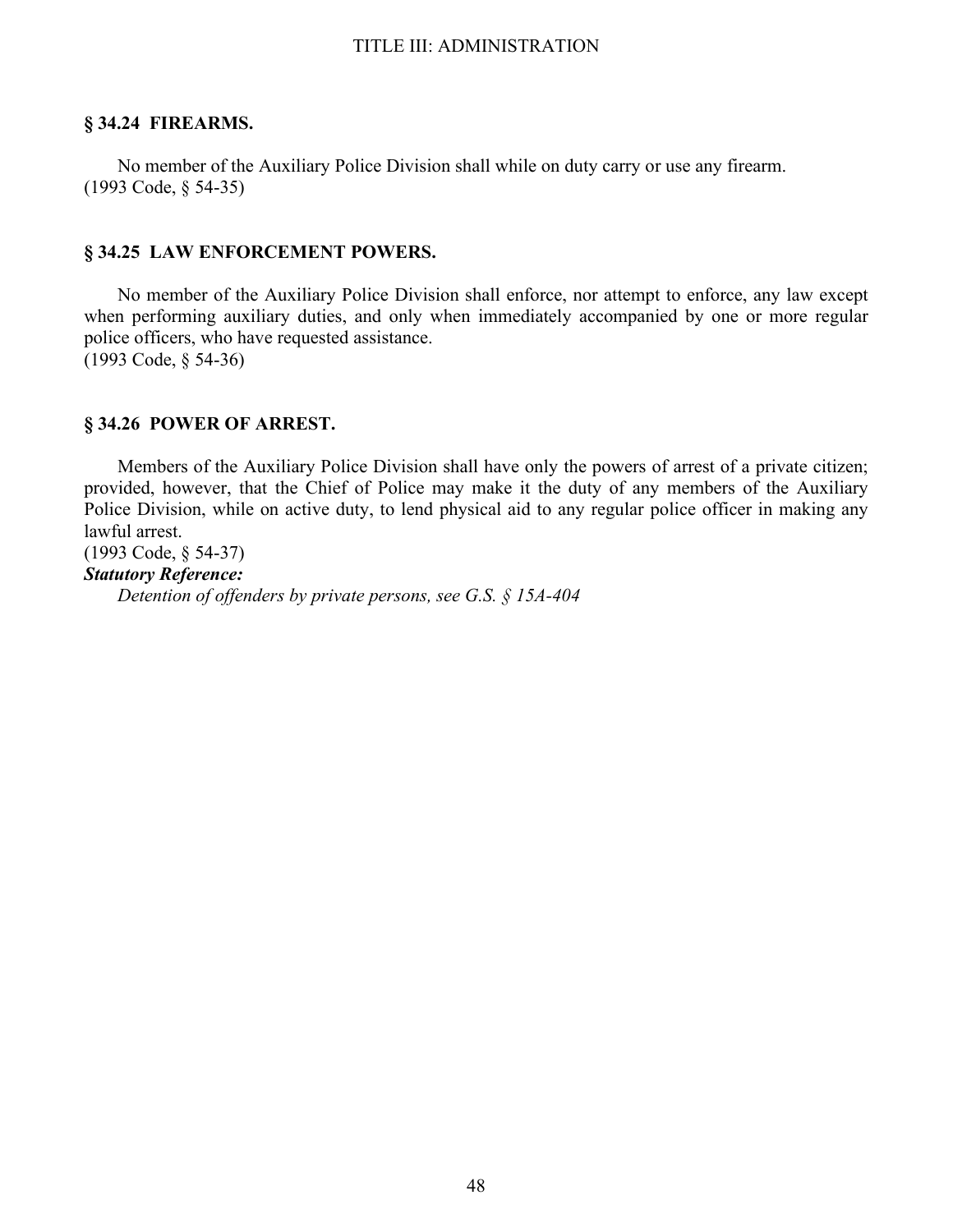## § 34.24 FIREARMS.

No member of the Auxiliary Police Division shall while on duty carry or use any firearm.
(1993 Code, § 54-35)

## § 34.25 LAW ENFORCEMENT POWERS.

No member of the Auxiliary Police Division shall enforce, nor attempt to enforce, any law except when performing auxiliary duties, and only when immediately accompanied by one or more regular police officers, who have requested assistance.
(1993 Code, § 54-36)

## § 34.26 POWER OF ARREST.

Members of the Auxiliary Police Division shall have only the powers of arrest of a private citizen; provided, however, that the Chief of Police may make it the duty of any members of the Auxiliary Police Division, while on active duty, to lend physical aid to any regular police officer in making any lawful arrest.
(1993 Code, § 54-37)

***Statutory Reference:***

*Detention of offenders by private persons, see G.S. § 15A-404*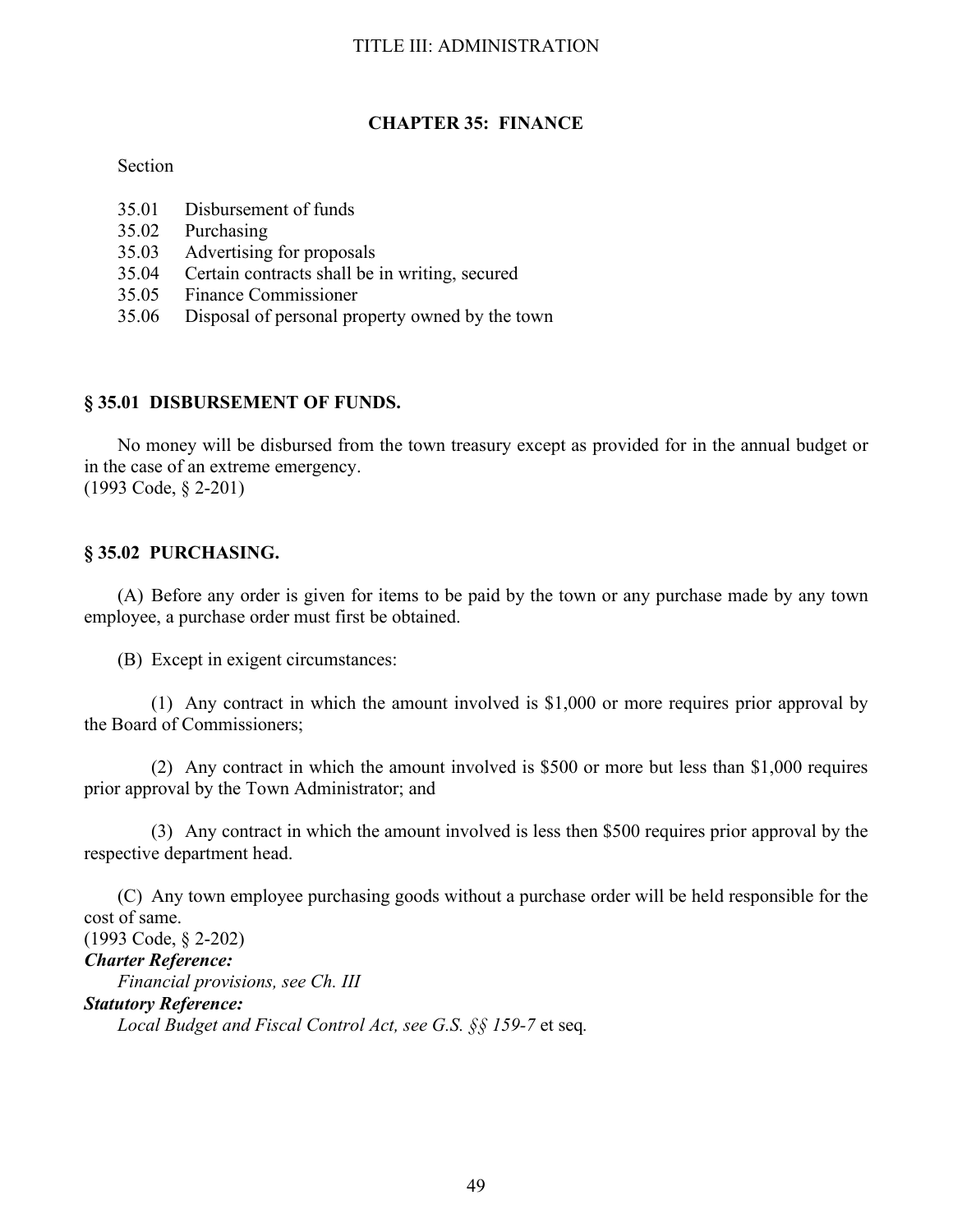# CHAPTER 35: FINANCE

Section

35.01 Disbursement of funds
35.02 Purchasing
35.03 Advertising for proposals
35.04 Certain contracts shall be in writing, secured
35.05 Finance Commissioner
35.06 Disposal of personal property owned by the town

## § 35.01 DISBURSEMENT OF FUNDS.

No money will be disbursed from the town treasury except as provided for in the annual budget or in the case of an extreme emergency.
(1993 Code, § 2-201)

## § 35.02 PURCHASING.

(A) Before any order is given for items to be paid by the town or any purchase made by any town employee, a purchase order must first be obtained.

(B) Except in exigent circumstances:

(1) Any contract in which the amount involved is $1,000 or more requires prior approval by the Board of Commissioners;

(2) Any contract in which the amount involved is $500 or more but less than $1,000 requires prior approval by the Town Administrator; and

(3) Any contract in which the amount involved is less then $500 requires prior approval by the respective department head.

(C) Any town employee purchasing goods without a purchase order will be held responsible for the cost of same.
(1993 Code, § 2-202)

***Charter Reference:***

*Financial provisions, see Ch. III*

***Statutory Reference:***

*Local Budget and Fiscal Control Act, see G.S. §§ 159-7* et seq.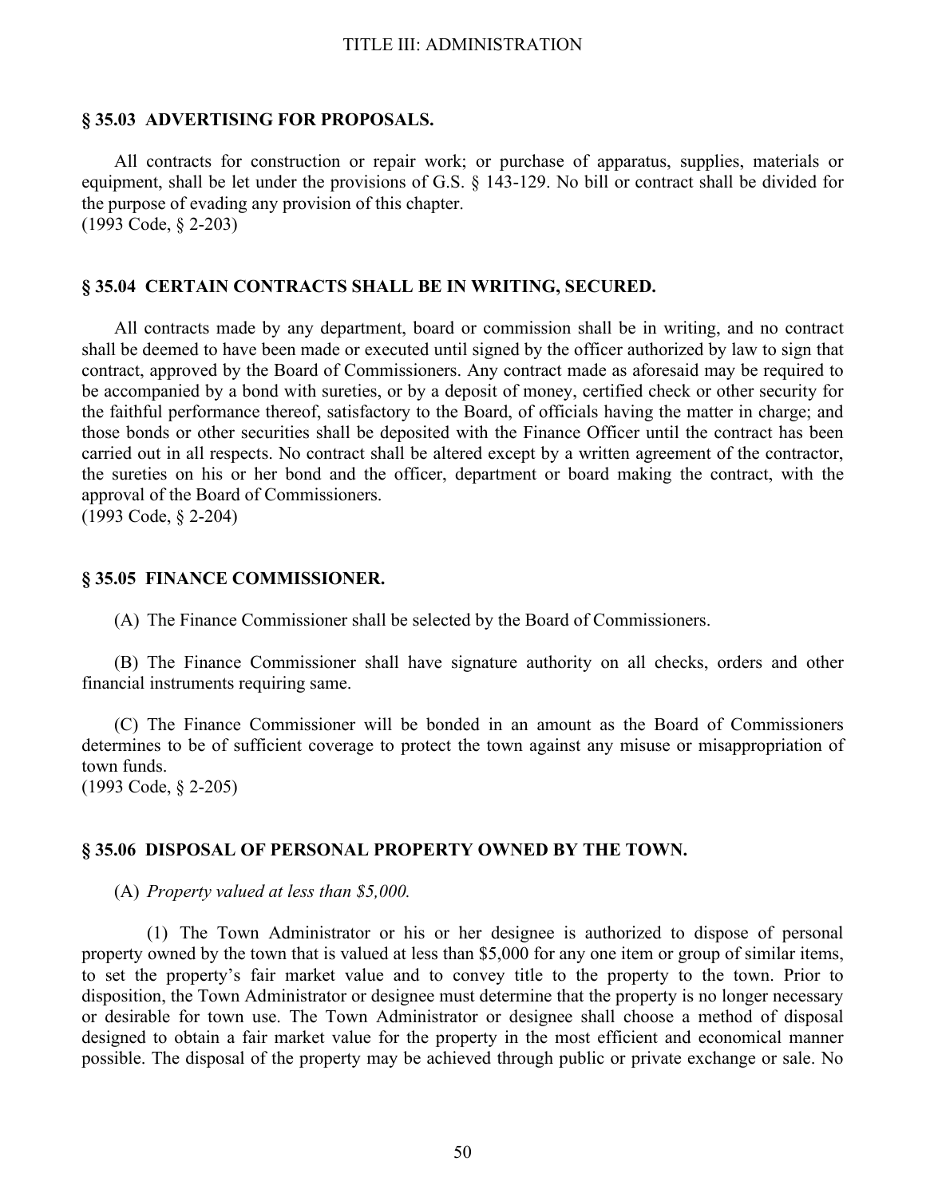## § 35.03 ADVERTISING FOR PROPOSALS.

All contracts for construction or repair work; or purchase of apparatus, supplies, materials or equipment, shall be let under the provisions of G.S. § 143-129. No bill or contract shall be divided for the purpose of evading any provision of this chapter.
(1993 Code, § 2-203)

## § 35.04 CERTAIN CONTRACTS SHALL BE IN WRITING, SECURED.

All contracts made by any department, board or commission shall be in writing, and no contract shall be deemed to have been made or executed until signed by the officer authorized by law to sign that contract, approved by the Board of Commissioners. Any contract made as aforesaid may be required to be accompanied by a bond with sureties, or by a deposit of money, certified check or other security for the faithful performance thereof, satisfactory to the Board, of officials having the matter in charge; and those bonds or other securities shall be deposited with the Finance Officer until the contract has been carried out in all respects. No contract shall be altered except by a written agreement of the contractor, the sureties on his or her bond and the officer, department or board making the contract, with the approval of the Board of Commissioners.
(1993 Code, § 2-204)

## § 35.05 FINANCE COMMISSIONER.

(A) The Finance Commissioner shall be selected by the Board of Commissioners.

(B) The Finance Commissioner shall have signature authority on all checks, orders and other financial instruments requiring same.

(C) The Finance Commissioner will be bonded in an amount as the Board of Commissioners determines to be of sufficient coverage to protect the town against any misuse or misappropriation of town funds.
(1993 Code, § 2-205)

## § 35.06 DISPOSAL OF PERSONAL PROPERTY OWNED BY THE TOWN.

(A) *Property valued at less than $5,000.*

(1) The Town Administrator or his or her designee is authorized to dispose of personal property owned by the town that is valued at less than $5,000 for any one item or group of similar items, to set the property's fair market value and to convey title to the property to the town. Prior to disposition, the Town Administrator or designee must determine that the property is no longer necessary or desirable for town use. The Town Administrator or designee shall choose a method of disposal designed to obtain a fair market value for the property in the most efficient and economical manner possible. The disposal of the property may be achieved through public or private exchange or sale. No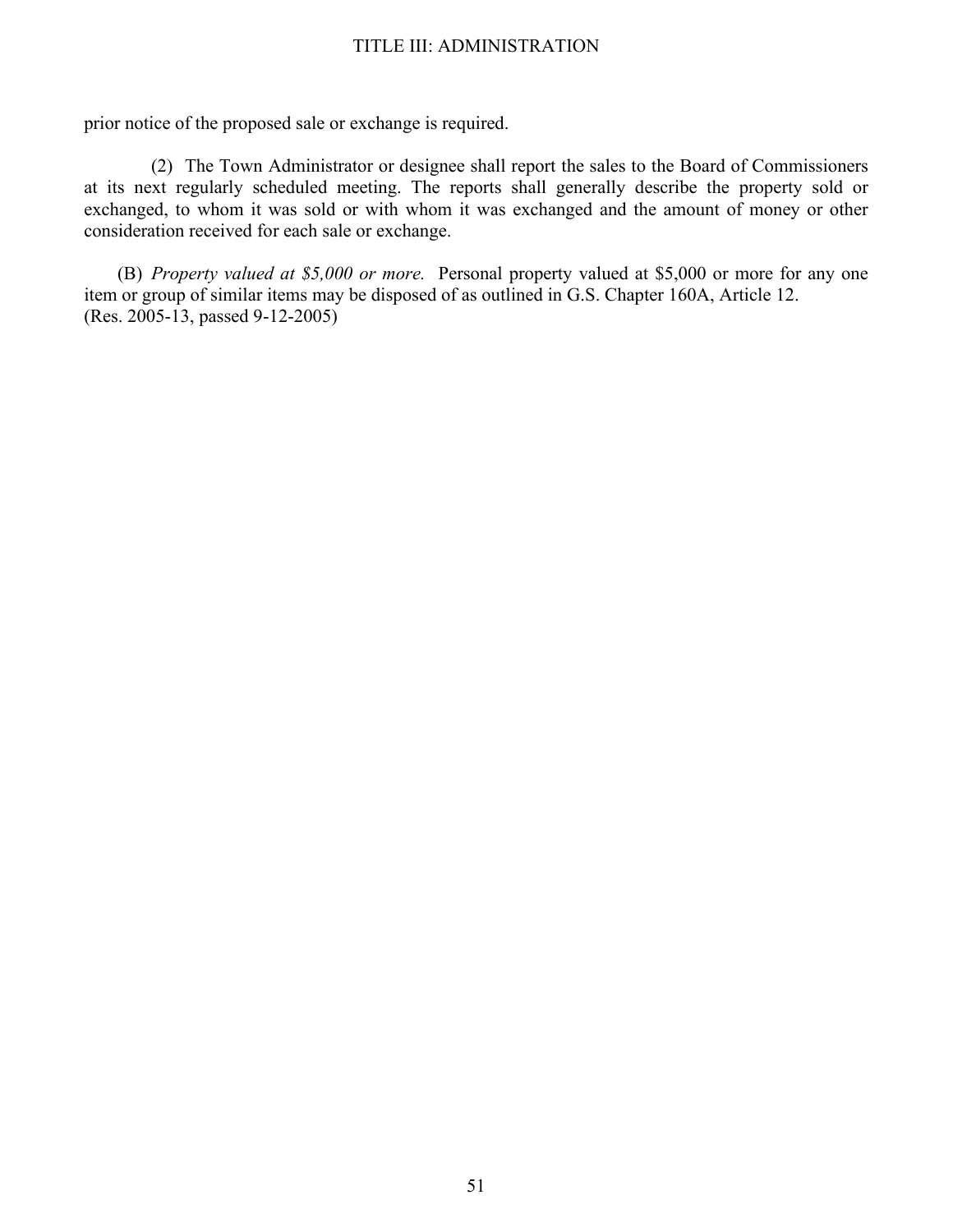prior notice of the proposed sale or exchange is required.

(2) The Town Administrator or designee shall report the sales to the Board of Commissioners at its next regularly scheduled meeting. The reports shall generally describe the property sold or exchanged, to whom it was sold or with whom it was exchanged and the amount of money or other consideration received for each sale or exchange.

(B) *Property valued at $5,000 or more.* Personal property valued at $5,000 or more for any one item or group of similar items may be disposed of as outlined in G.S. Chapter 160A, Article 12.
(Res. 2005-13, passed 9-12-2005)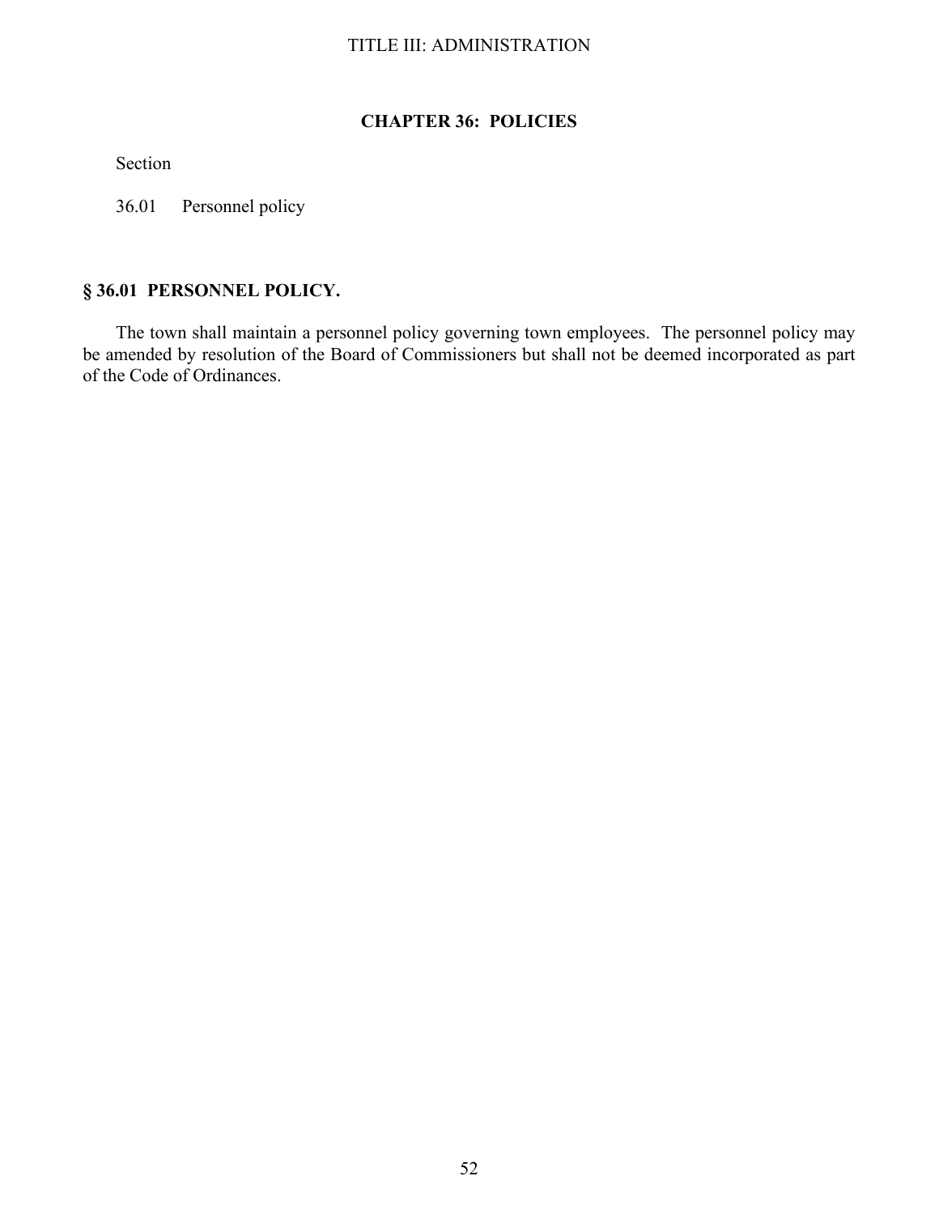# CHAPTER 36: POLICIES

Section

36.01 Personnel policy

## § 36.01 PERSONNEL POLICY.

The town shall maintain a personnel policy governing town employees. The personnel policy may be amended by resolution of the Board of Commissioners but shall not be deemed incorporated as part of the Code of Ordinances.